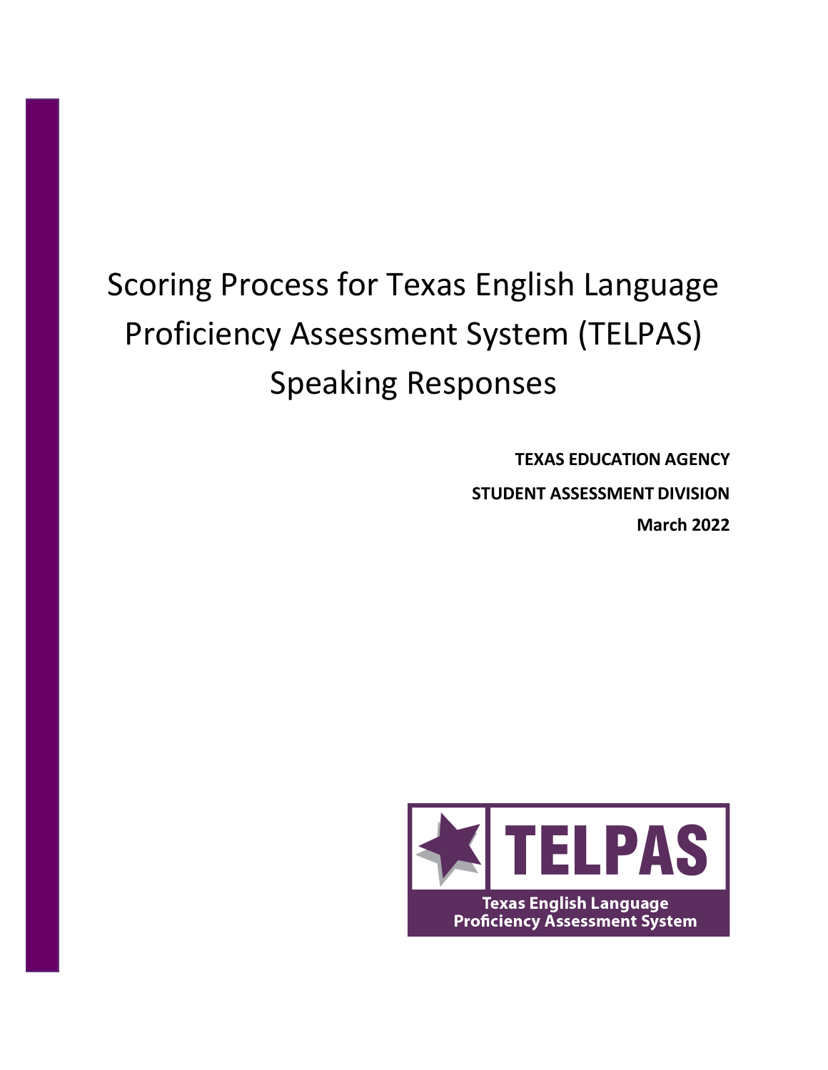# Scoring Process for Texas English Language Proficiency Assessment System (TELPAS) Speaking Responses

**TEXAS EDUCATION AGENCY**

**STUDENT ASSESSMENT DIVISION**

**March 2022**

TELPAS

Texas English Language Proficiency Assessment System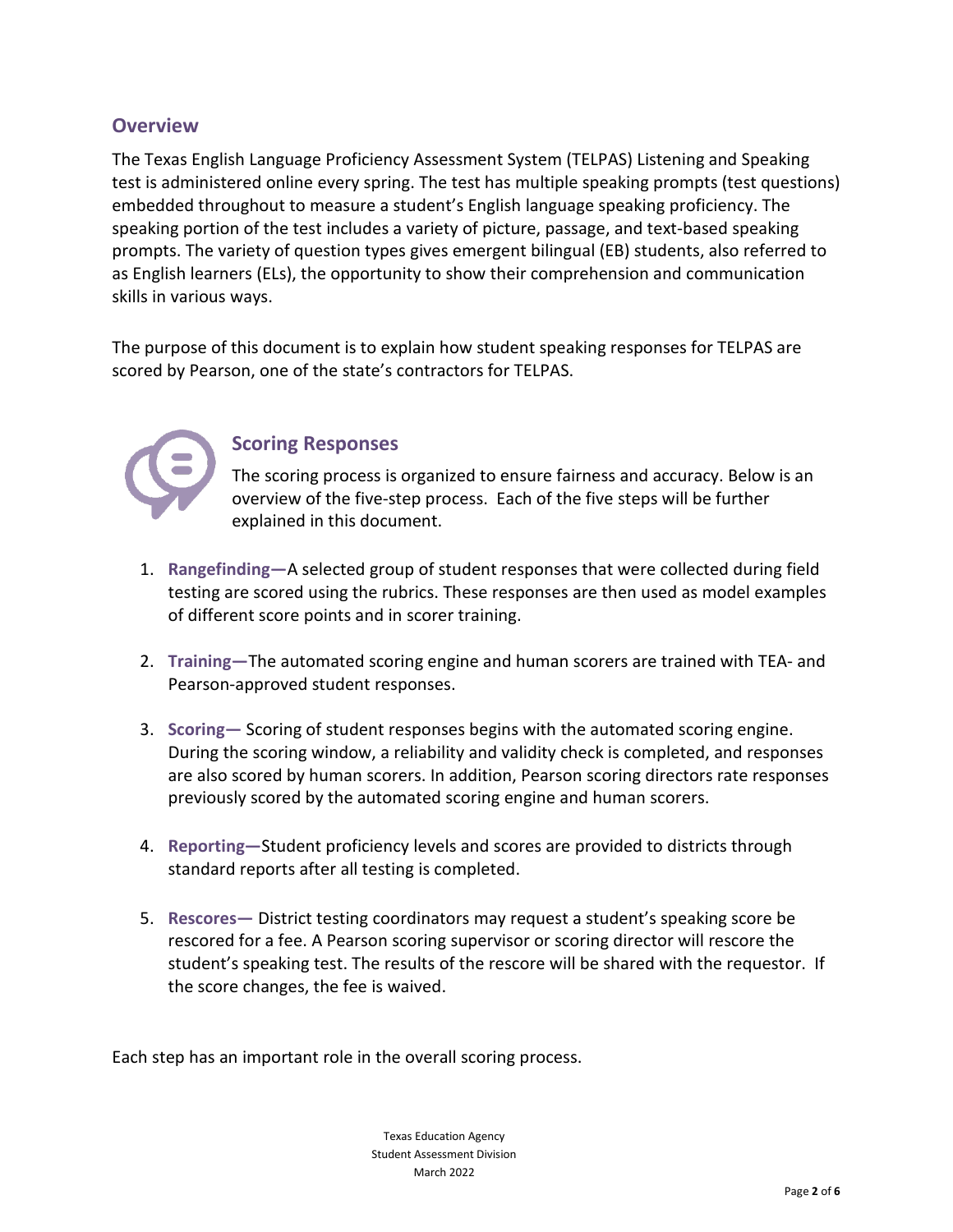## Overview

The Texas English Language Proficiency Assessment System (TELPAS) Listening and Speaking test is administered online every spring. The test has multiple speaking prompts (test questions) embedded throughout to measure a student's English language speaking proficiency. The speaking portion of the test includes a variety of picture, passage, and text-based speaking prompts. The variety of question types gives emergent bilingual (EB) students, also referred to as English learners (ELs), the opportunity to show their comprehension and communication skills in various ways.

The purpose of this document is to explain how student speaking responses for TELPAS are scored by Pearson, one of the state's contractors for TELPAS.

### Scoring Responses

The scoring process is organized to ensure fairness and accuracy. Below is an overview of the five-step process. Each of the five steps will be further explained in this document.

1. **Rangefinding—**A selected group of student responses that were collected during field testing are scored using the rubrics. These responses are then used as model examples of different score points and in scorer training.

2. **Training—**The automated scoring engine and human scorers are trained with TEA- and Pearson-approved student responses.

3. **Scoring—** Scoring of student responses begins with the automated scoring engine. During the scoring window, a reliability and validity check is completed, and responses are also scored by human scorers. In addition, Pearson scoring directors rate responses previously scored by the automated scoring engine and human scorers.

4. **Reporting—**Student proficiency levels and scores are provided to districts through standard reports after all testing is completed.

5. **Rescores—** District testing coordinators may request a student's speaking score be rescored for a fee. A Pearson scoring supervisor or scoring director will rescore the student's speaking test. The results of the rescore will be shared with the requestor. If the score changes, the fee is waived.

Each step has an important role in the overall scoring process.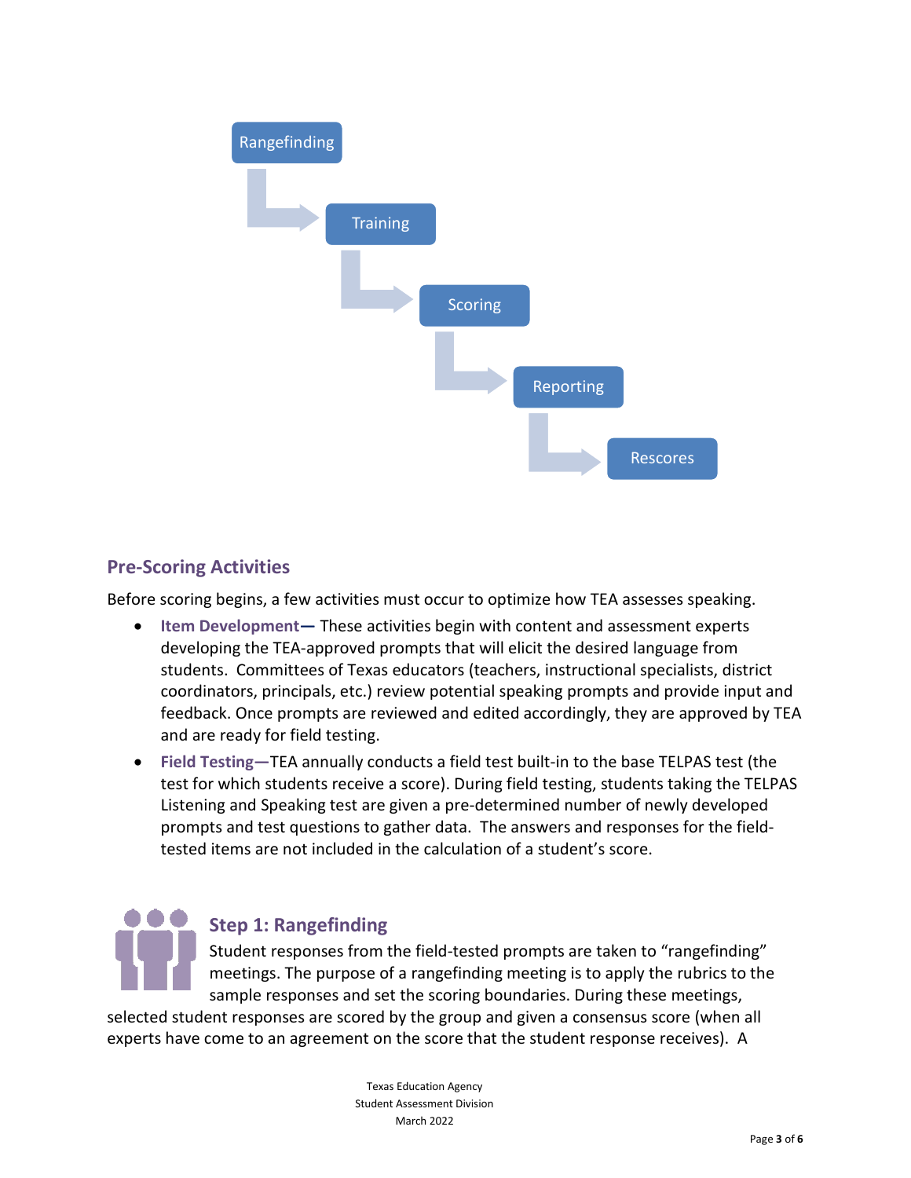Rangefinding → Training → Scoring → Reporting → Rescores

## Pre-Scoring Activities

Before scoring begins, a few activities must occur to optimize how TEA assesses speaking.

- **Item Development—** These activities begin with content and assessment experts developing the TEA-approved prompts that will elicit the desired language from students. Committees of Texas educators (teachers, instructional specialists, district coordinators, principals, etc.) review potential speaking prompts and provide input and feedback. Once prompts are reviewed and edited accordingly, they are approved by TEA and are ready for field testing.
- **Field Testing—**TEA annually conducts a field test built-in to the base TELPAS test (the test for which students receive a score). During field testing, students taking the TELPAS Listening and Speaking test are given a pre-determined number of newly developed prompts and test questions to gather data. The answers and responses for the field-tested items are not included in the calculation of a student's score.

## Step 1: Rangefinding

Student responses from the field-tested prompts are taken to "rangefinding" meetings. The purpose of a rangefinding meeting is to apply the rubrics to the sample responses and set the scoring boundaries. During these meetings, selected student responses are scored by the group and given a consensus score (when all experts have come to an agreement on the score that the student response receives). A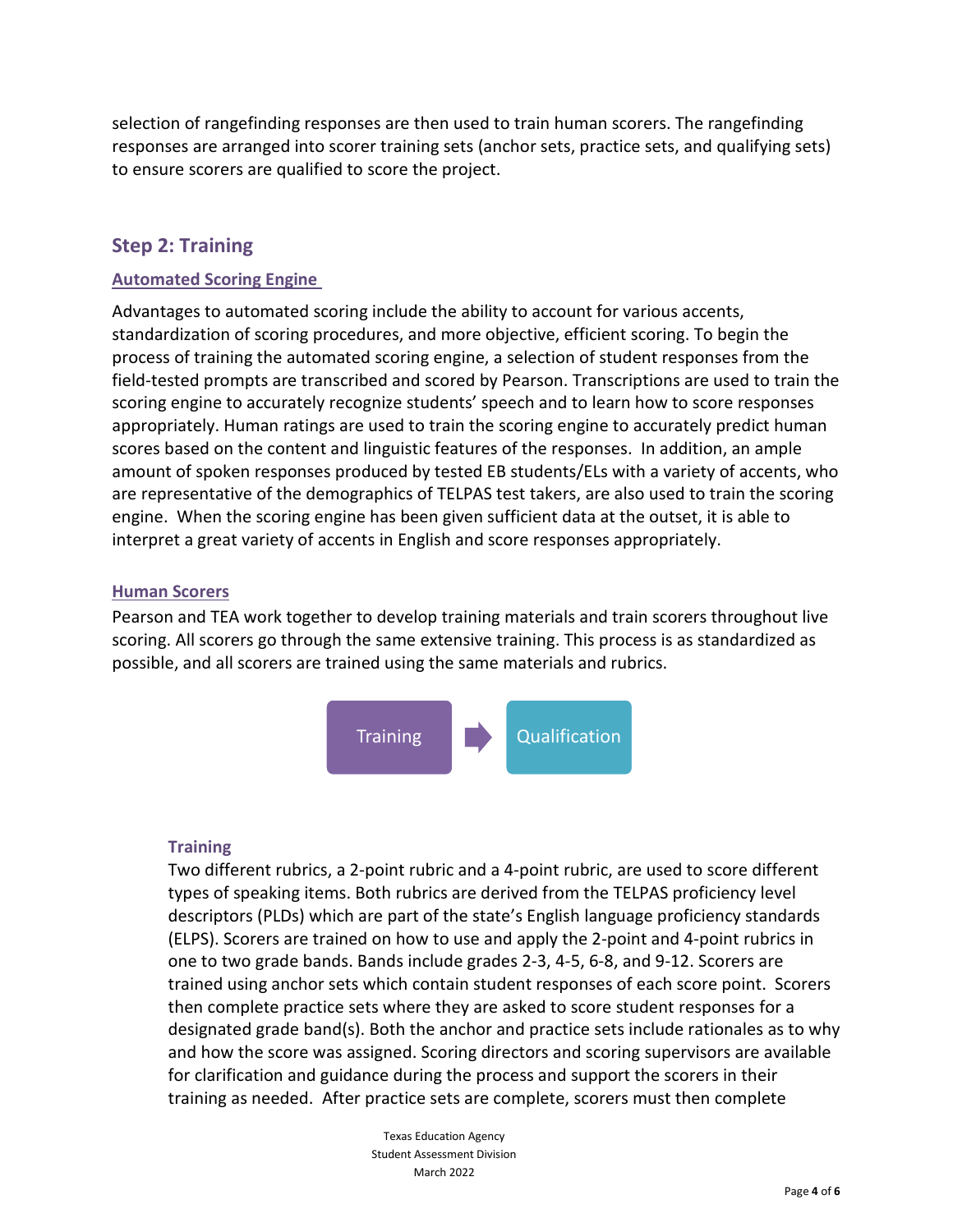selection of rangefinding responses are then used to train human scorers. The rangefinding responses are arranged into scorer training sets (anchor sets, practice sets, and qualifying sets) to ensure scorers are qualified to score the project.

## Step 2: Training

### Automated Scoring Engine

Advantages to automated scoring include the ability to account for various accents, standardization of scoring procedures, and more objective, efficient scoring. To begin the process of training the automated scoring engine, a selection of student responses from the field-tested prompts are transcribed and scored by Pearson. Transcriptions are used to train the scoring engine to accurately recognize students' speech and to learn how to score responses appropriately. Human ratings are used to train the scoring engine to accurately predict human scores based on the content and linguistic features of the responses. In addition, an ample amount of spoken responses produced by tested EB students/ELs with a variety of accents, who are representative of the demographics of TELPAS test takers, are also used to train the scoring engine. When the scoring engine has been given sufficient data at the outset, it is able to interpret a great variety of accents in English and score responses appropriately.

### Human Scorers

Pearson and TEA work together to develop training materials and train scorers throughout live scoring. All scorers go through the same extensive training. This process is as standardized as possible, and all scorers are trained using the same materials and rubrics.

Training → Qualification

#### Training

Two different rubrics, a 2-point rubric and a 4-point rubric, are used to score different types of speaking items. Both rubrics are derived from the TELPAS proficiency level descriptors (PLDs) which are part of the state's English language proficiency standards (ELPS). Scorers are trained on how to use and apply the 2-point and 4-point rubrics in one to two grade bands. Bands include grades 2-3, 4-5, 6-8, and 9-12. Scorers are trained using anchor sets which contain student responses of each score point. Scorers then complete practice sets where they are asked to score student responses for a designated grade band(s). Both the anchor and practice sets include rationales as to why and how the score was assigned. Scoring directors and scoring supervisors are available for clarification and guidance during the process and support the scorers in their training as needed. After practice sets are complete, scorers must then complete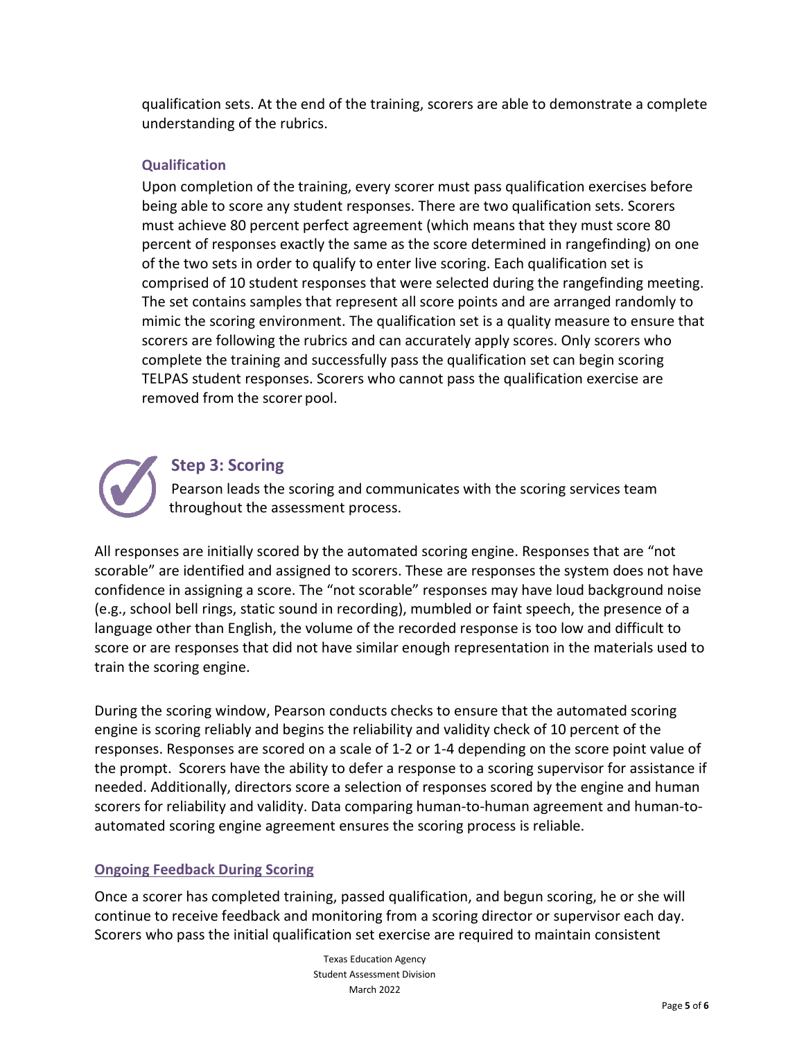qualification sets. At the end of the training, scorers are able to demonstrate a complete understanding of the rubrics.

#### Qualification

Upon completion of the training, every scorer must pass qualification exercises before being able to score any student responses. There are two qualification sets. Scorers must achieve 80 percent perfect agreement (which means that they must score 80 percent of responses exactly the same as the score determined in rangefinding) on one of the two sets in order to qualify to enter live scoring. Each qualification set is comprised of 10 student responses that were selected during the rangefinding meeting. The set contains samples that represent all score points and are arranged randomly to mimic the scoring environment. The qualification set is a quality measure to ensure that scorers are following the rubrics and can accurately apply scores. Only scorers who complete the training and successfully pass the qualification set can begin scoring TELPAS student responses. Scorers who cannot pass the qualification exercise are removed from the scorer pool.

## Step 3: Scoring

Pearson leads the scoring and communicates with the scoring services team throughout the assessment process.

All responses are initially scored by the automated scoring engine. Responses that are "not scorable" are identified and assigned to scorers. These are responses the system does not have confidence in assigning a score. The "not scorable" responses may have loud background noise (e.g., school bell rings, static sound in recording), mumbled or faint speech, the presence of a language other than English, the volume of the recorded response is too low and difficult to score or are responses that did not have similar enough representation in the materials used to train the scoring engine.

During the scoring window, Pearson conducts checks to ensure that the automated scoring engine is scoring reliably and begins the reliability and validity check of 10 percent of the responses. Responses are scored on a scale of 1-2 or 1-4 depending on the score point value of the prompt. Scorers have the ability to defer a response to a scoring supervisor for assistance if needed. Additionally, directors score a selection of responses scored by the engine and human scorers for reliability and validity. Data comparing human-to-human agreement and human-to-automated scoring engine agreement ensures the scoring process is reliable.

#### Ongoing Feedback During Scoring

Once a scorer has completed training, passed qualification, and begun scoring, he or she will continue to receive feedback and monitoring from a scoring director or supervisor each day. Scorers who pass the initial qualification set exercise are required to maintain consistent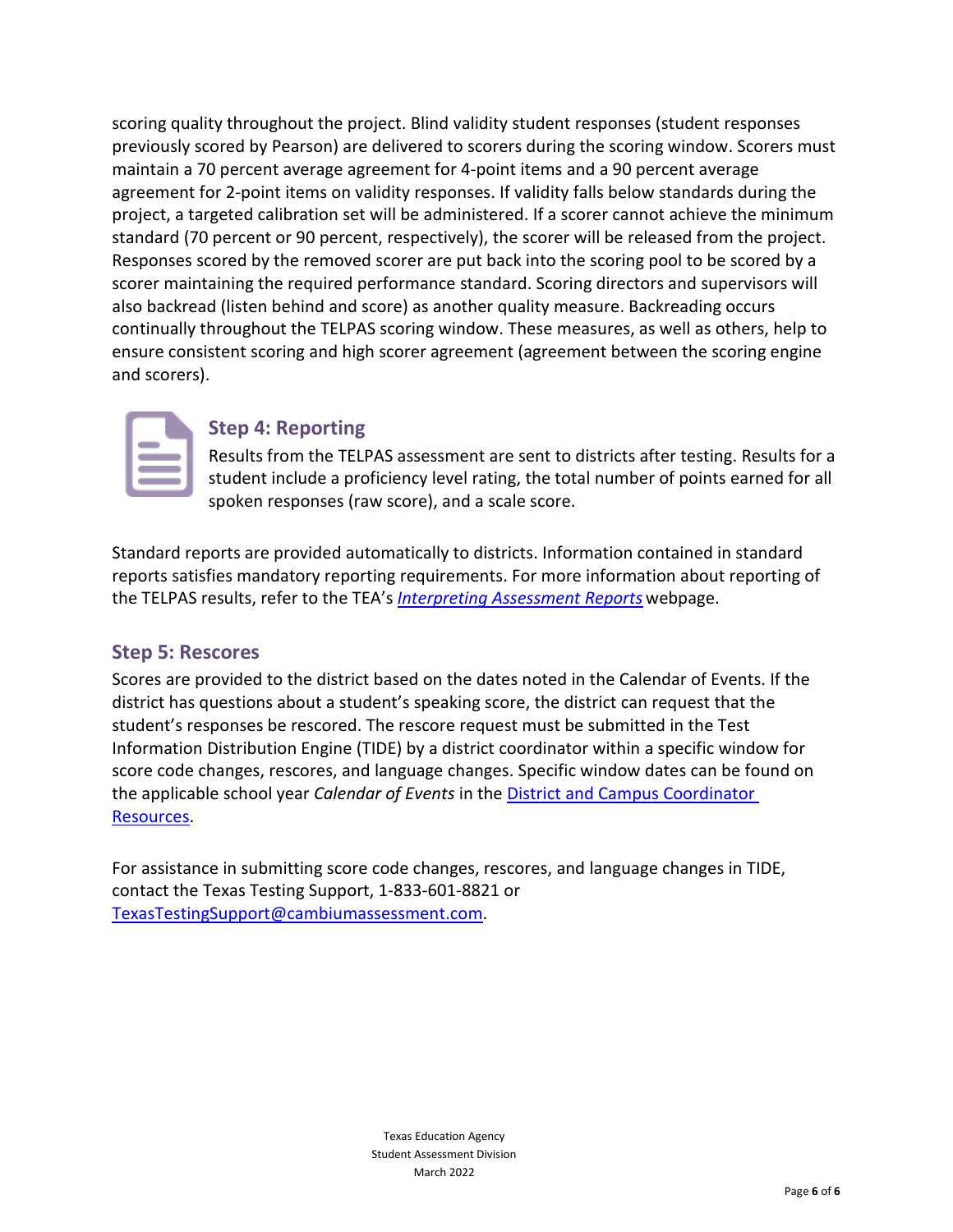scoring quality throughout the project. Blind validity student responses (student responses previously scored by Pearson) are delivered to scorers during the scoring window. Scorers must maintain a 70 percent average agreement for 4-point items and a 90 percent average agreement for 2-point items on validity responses. If validity falls below standards during the project, a targeted calibration set will be administered. If a scorer cannot achieve the minimum standard (70 percent or 90 percent, respectively), the scorer will be released from the project. Responses scored by the removed scorer are put back into the scoring pool to be scored by a scorer maintaining the required performance standard. Scoring directors and supervisors will also backread (listen behind and score) as another quality measure. Backreading occurs continually throughout the TELPAS scoring window. These measures, as well as others, help to ensure consistent scoring and high scorer agreement (agreement between the scoring engine and scorers).

## Step 4: Reporting

Results from the TELPAS assessment are sent to districts after testing. Results for a student include a proficiency level rating, the total number of points earned for all spoken responses (raw score), and a scale score.

Standard reports are provided automatically to districts. Information contained in standard reports satisfies mandatory reporting requirements. For more information about reporting of the TELPAS results, refer to the TEA's *Interpreting Assessment Reports* webpage.

## Step 5: Rescores

Scores are provided to the district based on the dates noted in the Calendar of Events. If the district has questions about a student's speaking score, the district can request that the student's responses be rescored. The rescore request must be submitted in the Test Information Distribution Engine (TIDE) by a district coordinator within a specific window for score code changes, rescores, and language changes. Specific window dates can be found on the applicable school year *Calendar of Events* in the District and Campus Coordinator Resources.

For assistance in submitting score code changes, rescores, and language changes in TIDE, contact the Texas Testing Support, 1-833-601-8821 or TexasTestingSupport@cambiumassessment.com.

Texas Education Agency
Student Assessment Division
March 2022